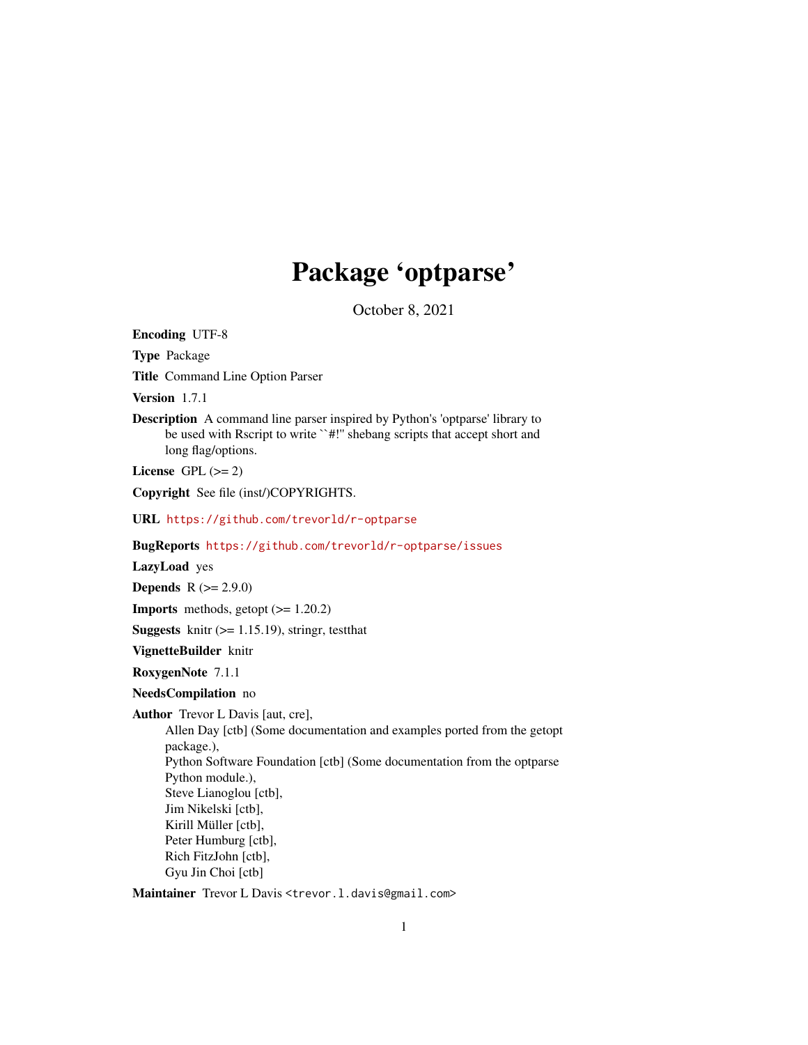# Package 'optparse'

October 8, 2021

**Encoding** UTF-8

**Type** Package

**Title** Command Line Option Parser

**Version** 1.7.1

**Description** A command line parser inspired by Python's 'optparse' library to be used with Rscript to write ``#!'' shebang scripts that accept short and long flag/options.

**License** GPL (>= 2)

**Copyright** See file (inst/)COPYRIGHTS.

**URL** https://github.com/trevorld/r-optparse

**BugReports** https://github.com/trevorld/r-optparse/issues

**LazyLoad** yes

**Depends** R (>= 2.9.0)

**Imports** methods, getopt (>= 1.20.2)

**Suggests** knitr (>= 1.15.19), stringr, testthat

**VignetteBuilder** knitr

**RoxygenNote** 7.1.1

**NeedsCompilation** no

**Author** Trevor L Davis [aut, cre],
Allen Day [ctb] (Some documentation and examples ported from the getopt package.),
Python Software Foundation [ctb] (Some documentation from the optparse Python module.),
Steve Lianoglou [ctb],
Jim Nikelski [ctb],
Kirill Müller [ctb],
Peter Humburg [ctb],
Rich FitzJohn [ctb],
Gyu Jin Choi [ctb]

**Maintainer** Trevor L Davis <trevor.l.davis@gmail.com>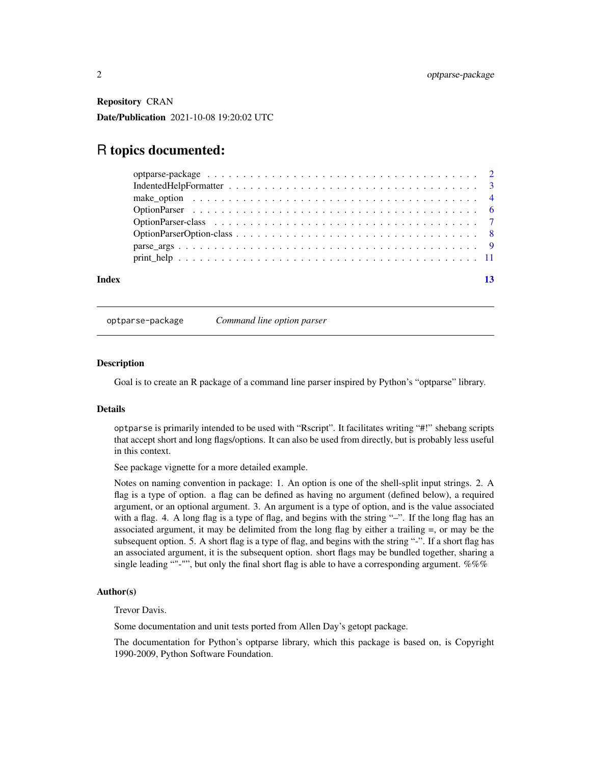**Repository** CRAN

**Date/Publication** 2021-10-08 19:20:02 UTC

# R topics documented:

- optparse-package . . . . . . . . . . . . . . . . . . . . . . . . . . . . . . . . . . . . . 2
- IndentedHelpFormatter . . . . . . . . . . . . . . . . . . . . . . . . . . . . . . . . . . 3
- make_option . . . . . . . . . . . . . . . . . . . . . . . . . . . . . . . . . . . . . . . 4
- OptionParser . . . . . . . . . . . . . . . . . . . . . . . . . . . . . . . . . . . . . . . 6
- OptionParser-class . . . . . . . . . . . . . . . . . . . . . . . . . . . . . . . . . . . . 7
- OptionParserOption-class . . . . . . . . . . . . . . . . . . . . . . . . . . . . . . . . 8
- parse_args . . . . . . . . . . . . . . . . . . . . . . . . . . . . . . . . . . . . . . . . 9
- print_help . . . . . . . . . . . . . . . . . . . . . . . . . . . . . . . . . . . . . . . . 11

**Index** **13**

---

`optparse-package` *Command line option parser*

---

### Description

Goal is to create an R package of a command line parser inspired by Python's "optparse" library.

### Details

`optparse` is primarily intended to be used with "Rscript". It facilitates writing "#!" shebang scripts that accept short and long flags/options. It can also be used from directly, but is probably less useful in this context.

See package vignette for a more detailed example.

Notes on naming convention in package: 1. An option is one of the shell-split input strings. 2. A flag is a type of option. a flag can be defined as having no argument (defined below), a required argument, or an optional argument. 3. An argument is a type of option, and is the value associated with a flag. 4. A long flag is a type of flag, and begins with the string "–". If the long flag has an associated argument, it may be delimited from the long flag by either a trailing =, or may be the subsequent option. 5. A short flag is a type of flag, and begins with the string "-". If a short flag has an associated argument, it is the subsequent option. short flags may be bundled together, sharing a single leading ""-"", but only the final short flag is able to have a corresponding argument. %%%

### Author(s)

Trevor Davis.

Some documentation and unit tests ported from Allen Day's getopt package.

The documentation for Python's optparse library, which this package is based on, is Copyright 1990-2009, Python Software Foundation.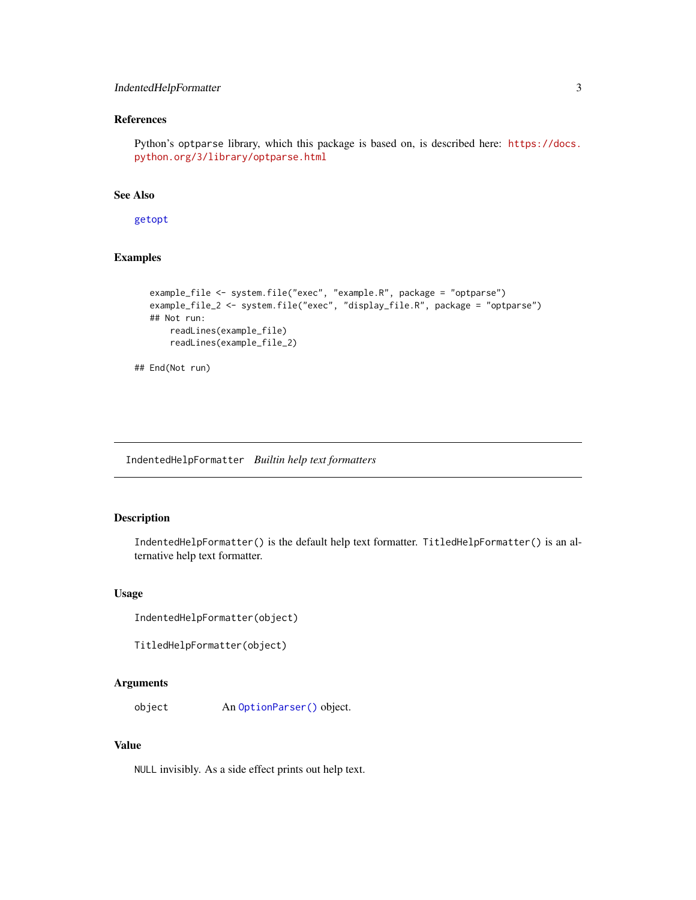### References

Python's optparse library, which this package is based on, is described here: https://docs.python.org/3/library/optparse.html

### See Also

getopt

### Examples

```
    example_file <- system.file("exec", "example.R", package = "optparse")
    example_file_2 <- system.file("exec", "display_file.R", package = "optparse")
    ## Not run:
        readLines(example_file)
        readLines(example_file_2)

## End(Not run)
```

---

## IndentedHelpFormatter *Builtin help text formatters*

---

### Description

IndentedHelpFormatter() is the default help text formatter. TitledHelpFormatter() is an alternative help text formatter.

### Usage

```
IndentedHelpFormatter(object)

TitledHelpFormatter(object)
```

### Arguments

| | |
|---|---|
| object | An OptionParser() object. |

### Value

NULL invisibly. As a side effect prints out help text.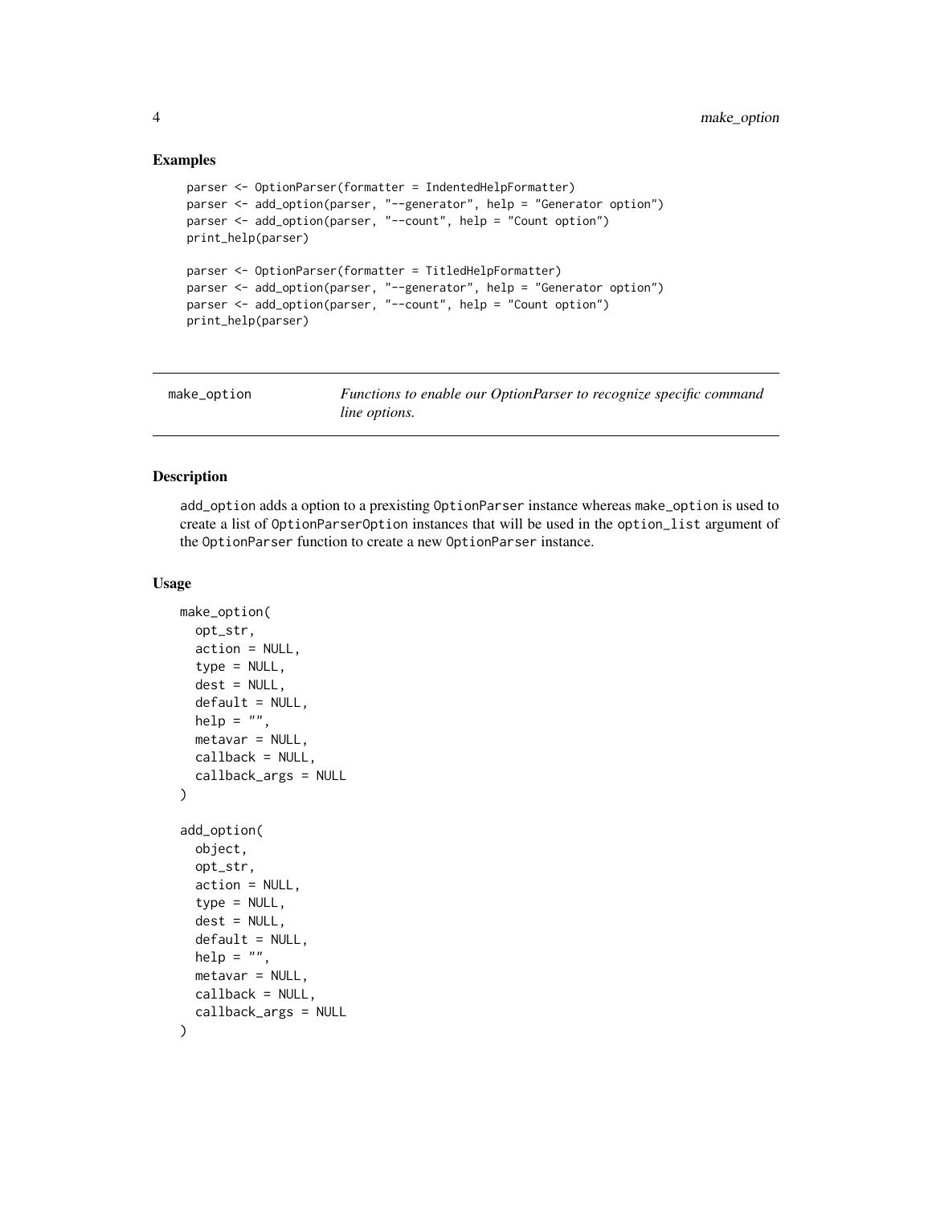## Examples

```
parser <- OptionParser(formatter = IndentedHelpFormatter)
parser <- add_option(parser, "--generator", help = "Generator option")
parser <- add_option(parser, "--count", help = "Count option")
print_help(parser)

parser <- OptionParser(formatter = TitledHelpFormatter)
parser <- add_option(parser, "--generator", help = "Generator option")
parser <- add_option(parser, "--count", help = "Count option")
print_help(parser)
```

---

make_option    *Functions to enable our OptionParser to recognize specific command line options.*

---

## Description

add_option adds a option to a prexisting OptionParser instance whereas make_option is used to create a list of OptionParserOption instances that will be used in the option_list argument of the OptionParser function to create a new OptionParser instance.

## Usage

```
make_option(
  opt_str,
  action = NULL,
  type = NULL,
  dest = NULL,
  default = NULL,
  help = "",
  metavar = NULL,
  callback = NULL,
  callback_args = NULL
)

add_option(
  object,
  opt_str,
  action = NULL,
  type = NULL,
  dest = NULL,
  default = NULL,
  help = "",
  metavar = NULL,
  callback = NULL,
  callback_args = NULL
)
```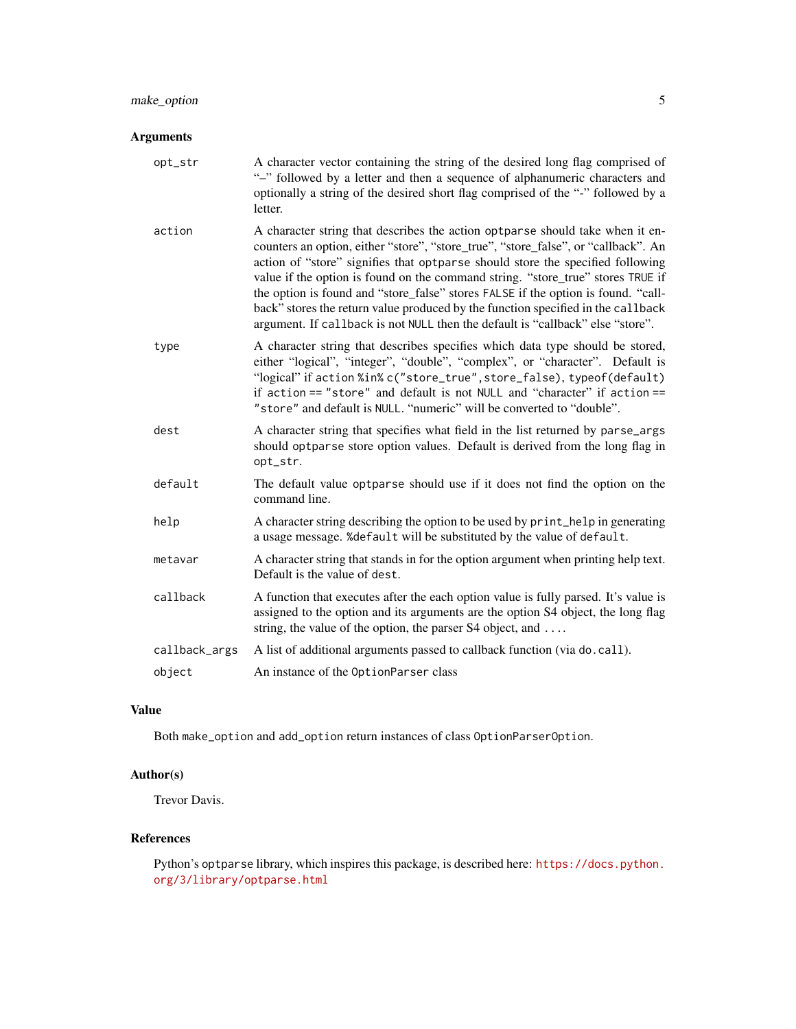### Arguments

| | |
|---|---|
| `opt_str` | A character vector containing the string of the desired long flag comprised of "–" followed by a letter and then a sequence of alphanumeric characters and optionally a string of the desired short flag comprised of the "-" followed by a letter. |
| `action` | A character string that describes the action `optparse` should take when it encounters an option, either "store", "store_true", "store_false", or "callback". An action of "store" signifies that `optparse` should store the specified following value if the option is found on the command string. "store_true" stores `TRUE` if the option is found and "store_false" stores `FALSE` if the option is found. "callback" stores the return value produced by the function specified in the `callback` argument. If `callback` is not `NULL` then the default is "callback" else "store". |
| `type` | A character string that describes specifies which data type should be stored, either "logical", "integer", "double", "complex", or "character". Default is "logical" if `action %in% c("store_true",store_false)`, `typeof(default)` if `action == "store"` and default is not `NULL` and "character" if `action == "store"` and default is `NULL`. "numeric" will be converted to "double". |
| `dest` | A character string that specifies what field in the list returned by `parse_args` should `optparse` store option values. Default is derived from the long flag in `opt_str`. |
| `default` | The default value `optparse` should use if it does not find the option on the command line. |
| `help` | A character string describing the option to be used by `print_help` in generating a usage message. `%default` will be substituted by the value of `default`. |
| `metavar` | A character string that stands in for the option argument when printing help text. Default is the value of `dest`. |
| `callback` | A function that executes after the each option value is fully parsed. It's value is assigned to the option and its arguments are the option S4 object, the long flag string, the value of the option, the parser S4 object, and .... |
| `callback_args` | A list of additional arguments passed to callback function (via `do.call`). |
| `object` | An instance of the `OptionParser` class |

### Value

Both `make_option` and `add_option` return instances of class `OptionParserOption`.

### Author(s)

Trevor Davis.

### References

Python's `optparse` library, which inspires this package, is described here: https://docs.python.org/3/library/optparse.html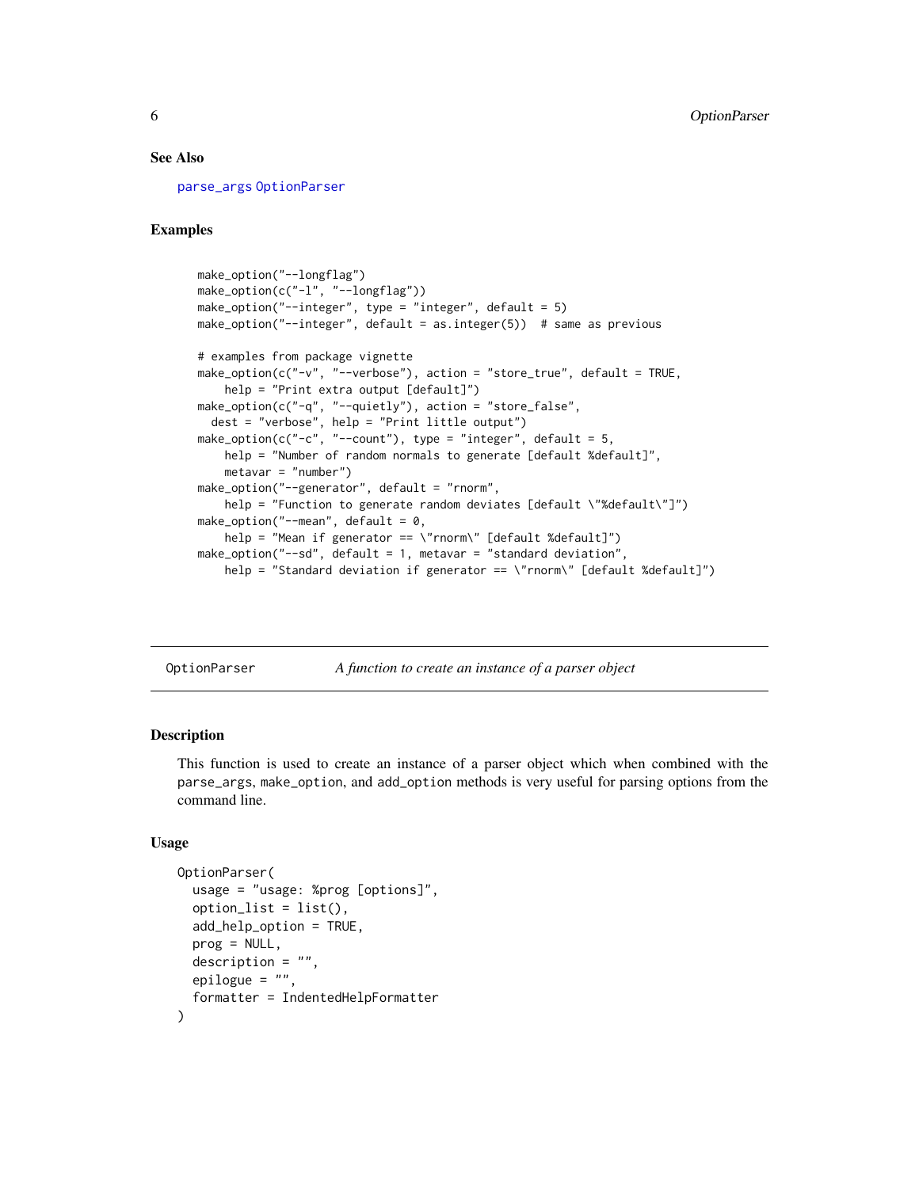### See Also

parse_args OptionParser

### Examples

```
make_option("--longflag")
make_option(c("-l", "--longflag"))
make_option("--integer", type = "integer", default = 5)
make_option("--integer", default = as.integer(5))  # same as previous

# examples from package vignette
make_option(c("-v", "--verbose"), action = "store_true", default = TRUE,
    help = "Print extra output [default]")
make_option(c("-q", "--quietly"), action = "store_false",
  dest = "verbose", help = "Print little output")
make_option(c("-c", "--count"), type = "integer", default = 5,
    help = "Number of random normals to generate [default %default]",
    metavar = "number")
make_option("--generator", default = "rnorm",
    help = "Function to generate random deviates [default \"%default\"]")
make_option("--mean", default = 0,
    help = "Mean if generator == \"rnorm\" [default %default]")
make_option("--sd", default = 1, metavar = "standard deviation",
    help = "Standard deviation if generator == \"rnorm\" [default %default]")
```

---

## OptionParser — *A function to create an instance of a parser object*

### Description

This function is used to create an instance of a parser object which when combined with the parse_args, make_option, and add_option methods is very useful for parsing options from the command line.

### Usage

```
OptionParser(
  usage = "usage: %prog [options]",
  option_list = list(),
  add_help_option = TRUE,
  prog = NULL,
  description = "",
  epilogue = "",
  formatter = IndentedHelpFormatter
)
```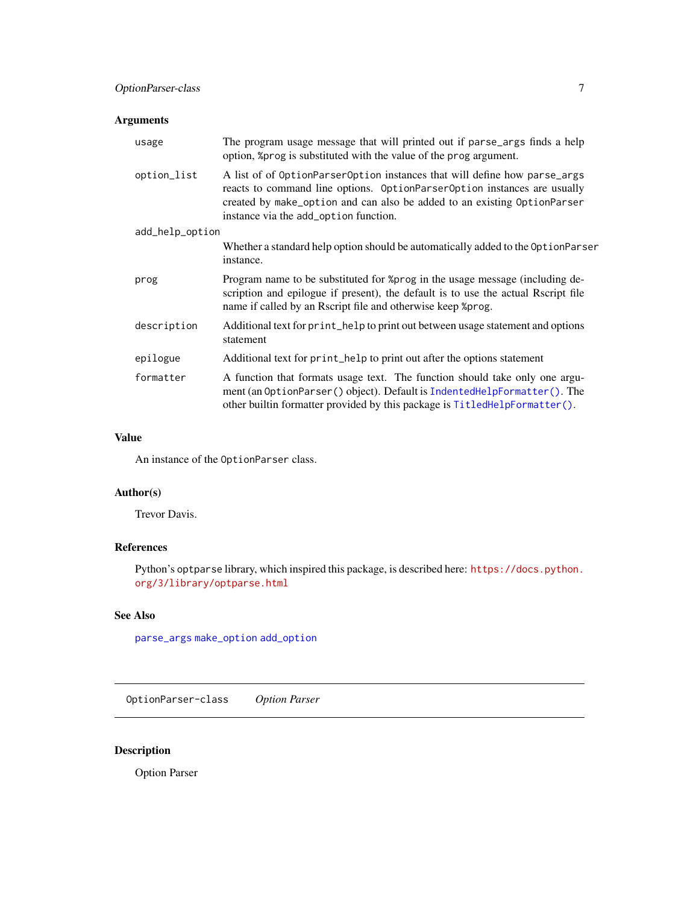## Arguments

| | |
|---|---|
| `usage` | The program usage message that will printed out if `parse_args` finds a help option, `%prog` is substituted with the value of the `prog` argument. |
| `option_list` | A list of of `OptionParserOption` instances that will define how `parse_args` reacts to command line options. `OptionParserOption` instances are usually created by `make_option` and can also be added to an existing `OptionParser` instance via the `add_option` function. |
| `add_help_option` | Whether a standard help option should be automatically added to the `OptionParser` instance. |
| `prog` | Program name to be substituted for `%prog` in the usage message (including description and epilogue if present), the default is to use the actual Rscript file name if called by an Rscript file and otherwise keep `%prog`. |
| `description` | Additional text for `print_help` to print out between usage statement and options statement |
| `epilogue` | Additional text for `print_help` to print out after the options statement |
| `formatter` | A function that formats usage text. The function should take only one argument (an `OptionParser()` object). Default is `IndentedHelpFormatter()`. The other builtin formatter provided by this package is `TitledHelpFormatter()`. |

## Value

An instance of the `OptionParser` class.

## Author(s)

Trevor Davis.

## References

Python's `optparse` library, which inspired this package, is described here: https://docs.python.org/3/library/optparse.html

## See Also

`parse_args` `make_option` `add_option`

---

# `OptionParser-class` *Option Parser*

---

## Description

Option Parser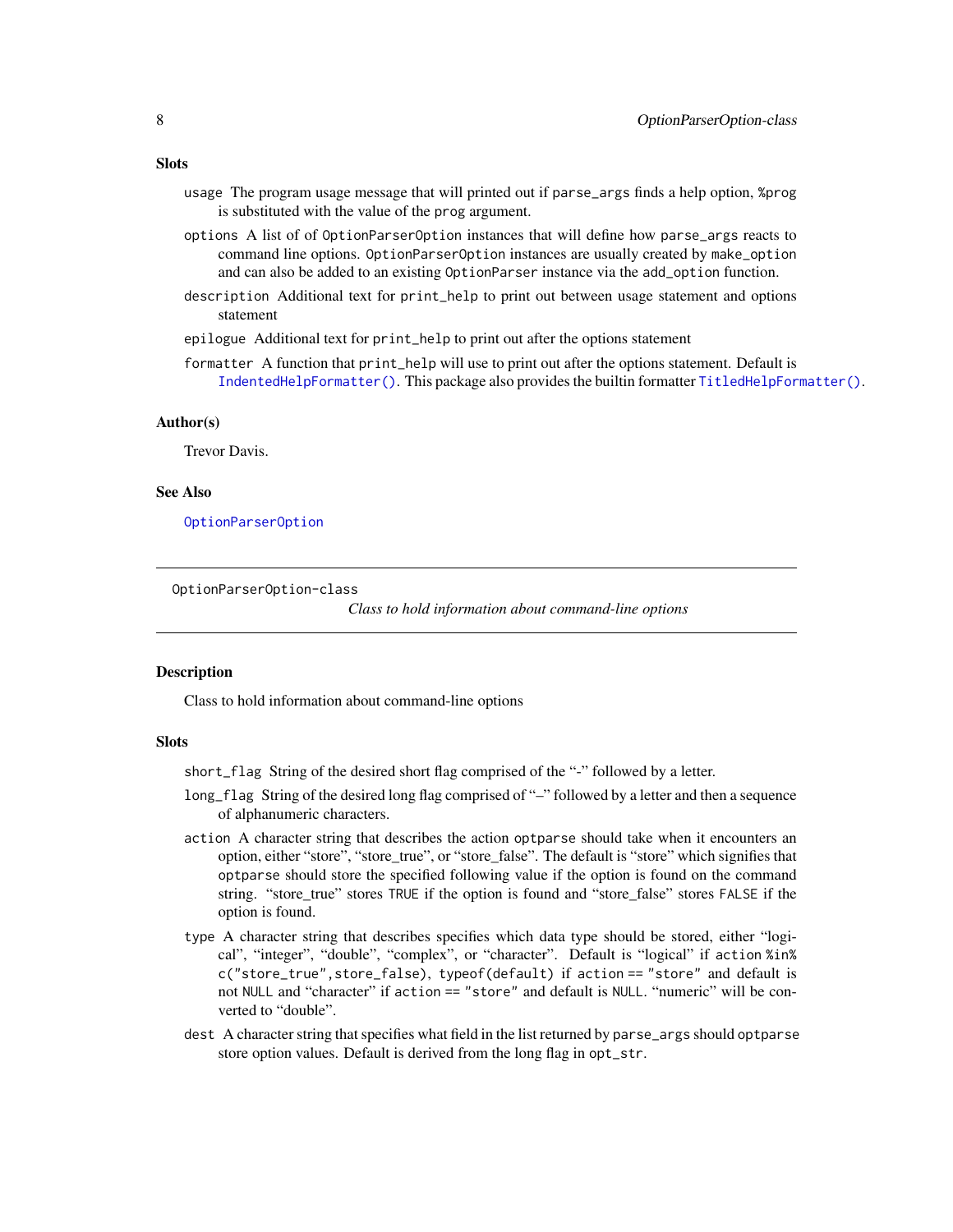### Slots

- `usage` The program usage message that will printed out if `parse_args` finds a help option, `%prog` is substituted with the value of the `prog` argument.
- `options` A list of of `OptionParserOption` instances that will define how `parse_args` reacts to command line options. `OptionParserOption` instances are usually created by `make_option` and can also be added to an existing `OptionParser` instance via the `add_option` function.
- `description` Additional text for `print_help` to print out between usage statement and options statement
- `epilogue` Additional text for `print_help` to print out after the options statement
- `formatter` A function that `print_help` will use to print out after the options statement. Default is `IndentedHelpFormatter()`. This package also provides the builtin formatter `TitledHelpFormatter()`.

### Author(s)

Trevor Davis.

### See Also

`OptionParserOption`

---

## OptionParserOption-class

*Class to hold information about command-line options*

### Description

Class to hold information about command-line options

### Slots

- `short_flag` String of the desired short flag comprised of the "-" followed by a letter.
- `long_flag` String of the desired long flag comprised of "–" followed by a letter and then a sequence of alphanumeric characters.
- `action` A character string that describes the action `optparse` should take when it encounters an option, either "store", "store_true", or "store_false". The default is "store" which signifies that `optparse` should store the specified following value if the option is found on the command string. "store_true" stores `TRUE` if the option is found and "store_false" stores `FALSE` if the option is found.
- `type` A character string that describes specifies which data type should be stored, either "logical", "integer", "double", "complex", or "character". Default is "logical" if `action %in% c("store_true",store_false)`, `typeof(default)` if `action == "store"` and default is not `NULL` and "character" if `action == "store"` and default is `NULL`. "numeric" will be converted to "double".
- `dest` A character string that specifies what field in the list returned by `parse_args` should `optparse` store option values. Default is derived from the long flag in `opt_str`.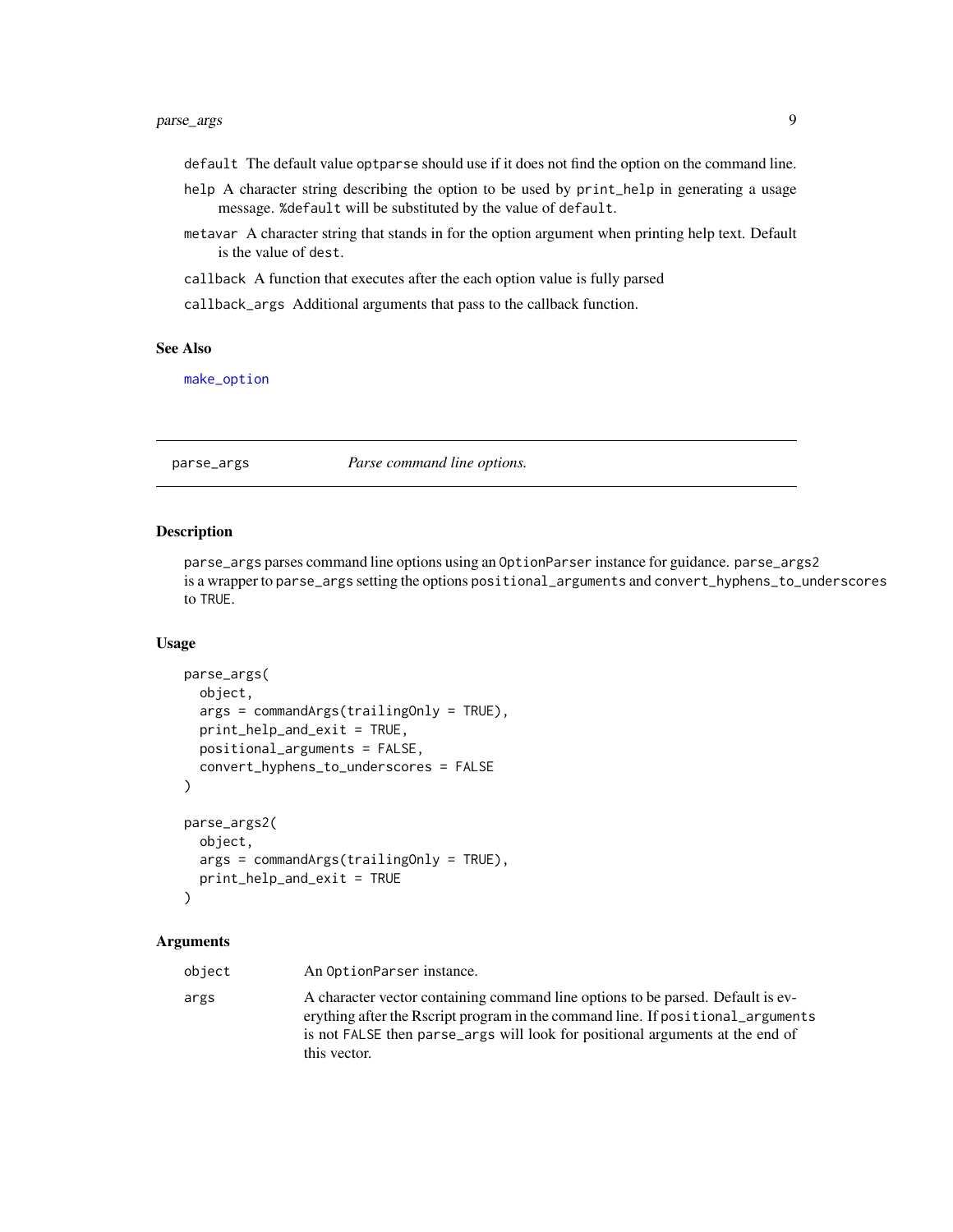`default` The default value `optparse` should use if it does not find the option on the command line.

`help` A character string describing the option to be used by `print_help` in generating a usage message. `%default` will be substituted by the value of `default`.

`metavar` A character string that stands in for the option argument when printing help text. Default is the value of `dest`.

`callback` A function that executes after the each option value is fully parsed

`callback_args` Additional arguments that pass to the callback function.

### See Also

make_option

---

## parse_args — *Parse command line options.*

---

### Description

`parse_args` parses command line options using an `OptionParser` instance for guidance. `parse_args2` is a wrapper to `parse_args` setting the options `positional_arguments` and `convert_hyphens_to_underscores` to `TRUE`.

### Usage

```
parse_args(
  object,
  args = commandArgs(trailingOnly = TRUE),
  print_help_and_exit = TRUE,
  positional_arguments = FALSE,
  convert_hyphens_to_underscores = FALSE
)

parse_args2(
  object,
  args = commandArgs(trailingOnly = TRUE),
  print_help_and_exit = TRUE
)
```

### Arguments

| | |
|---|---|
| `object` | An `OptionParser` instance. |
| `args` | A character vector containing command line options to be parsed. Default is everything after the Rscript program in the command line. If `positional_arguments` is not `FALSE` then `parse_args` will look for positional arguments at the end of this vector. |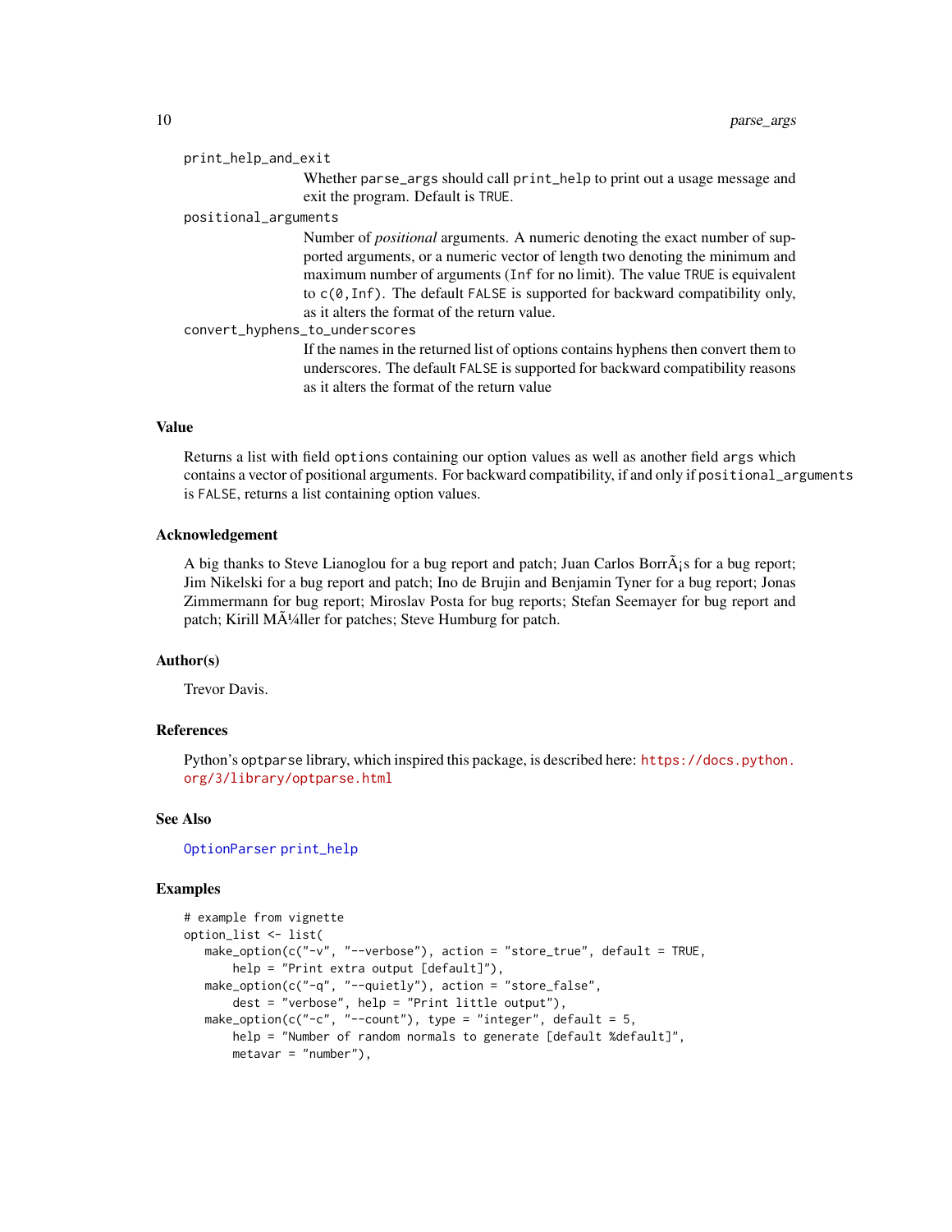print_help_and_exit
: Whether `parse_args` should call `print_help` to print out a usage message and exit the program. Default is `TRUE`.

positional_arguments
: Number of *positional* arguments. A numeric denoting the exact number of supported arguments, or a numeric vector of length two denoting the minimum and maximum number of arguments (`Inf` for no limit). The value `TRUE` is equivalent to `c(0,Inf)`. The default `FALSE` is supported for backward compatibility only, as it alters the format of the return value.

convert_hyphens_to_underscores
: If the names in the returned list of options contains hyphens then convert them to underscores. The default `FALSE` is supported for backward compatibility reasons as it alters the format of the return value

### Value

Returns a list with field `options` containing our option values as well as another field `args` which contains a vector of positional arguments. For backward compatibility, if and only if `positional_arguments` is `FALSE`, returns a list containing option values.

### Acknowledgement

A big thanks to Steve Lianoglou for a bug report and patch; Juan Carlos BorrÃ¡s for a bug report; Jim Nikelski for a bug report and patch; Ino de Brujin and Benjamin Tyner for a bug report; Jonas Zimmermann for bug report; Miroslav Posta for bug reports; Stefan Seemayer for bug report and patch; Kirill MÃ¼ller for patches; Steve Humburg for patch.

### Author(s)

Trevor Davis.

### References

Python's `optparse` library, which inspired this package, is described here: https://docs.python.org/3/library/optparse.html

### See Also

`OptionParser` `print_help`

### Examples

```
# example from vignette
option_list <- list(
   make_option(c("-v", "--verbose"), action = "store_true", default = TRUE,
       help = "Print extra output [default]"),
   make_option(c("-q", "--quietly"), action = "store_false",
       dest = "verbose", help = "Print little output"),
   make_option(c("-c", "--count"), type = "integer", default = 5,
       help = "Number of random normals to generate [default %default]",
       metavar = "number"),
```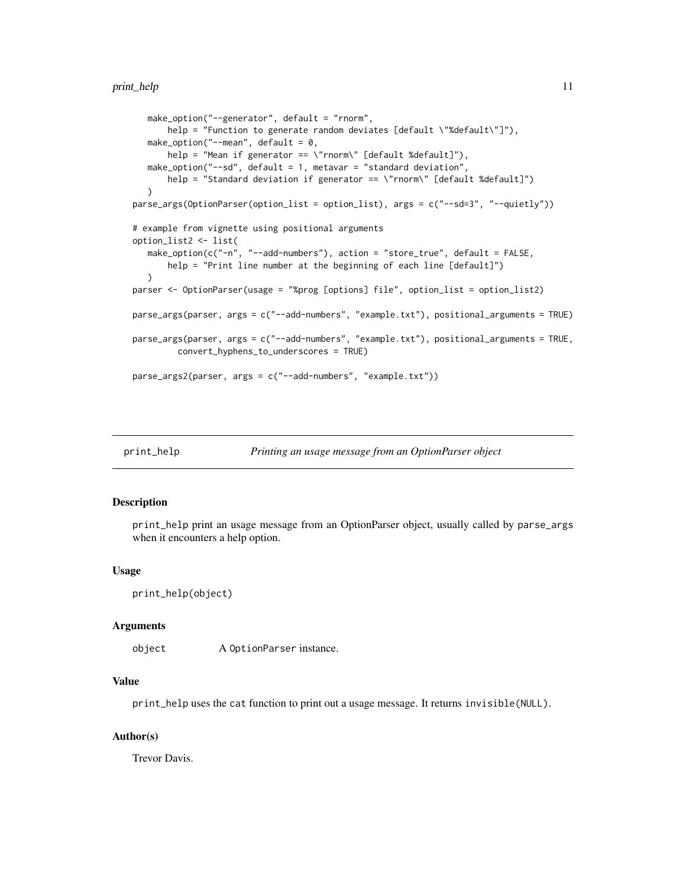```
   make_option("--generator", default = "rnorm",
       help = "Function to generate random deviates [default \"%default\"]"),
   make_option("--mean", default = 0,
       help = "Mean if generator == \"rnorm\" [default %default]"),
   make_option("--sd", default = 1, metavar = "standard deviation",
       help = "Standard deviation if generator == \"rnorm\" [default %default]")
   )
parse_args(OptionParser(option_list = option_list), args = c("--sd=3", "--quietly"))

# example from vignette using positional arguments
option_list2 <- list(
   make_option(c("-n", "--add-numbers"), action = "store_true", default = FALSE,
       help = "Print line number at the beginning of each line [default]")
   )
parser <- OptionParser(usage = "%prog [options] file", option_list = option_list2)

parse_args(parser, args = c("--add-numbers", "example.txt"), positional_arguments = TRUE)

parse_args(parser, args = c("--add-numbers", "example.txt"), positional_arguments = TRUE,
         convert_hyphens_to_underscores = TRUE)

parse_args2(parser, args = c("--add-numbers", "example.txt"))
```

## print_help — *Printing an usage message from an OptionParser object*

### Description

print_help print an usage message from an OptionParser object, usually called by parse_args when it encounters a help option.

### Usage

```
print_help(object)
```

### Arguments

| | |
|---|---|
| object | A OptionParser instance. |

### Value

print_help uses the cat function to print out a usage message. It returns invisible(NULL).

### Author(s)

Trevor Davis.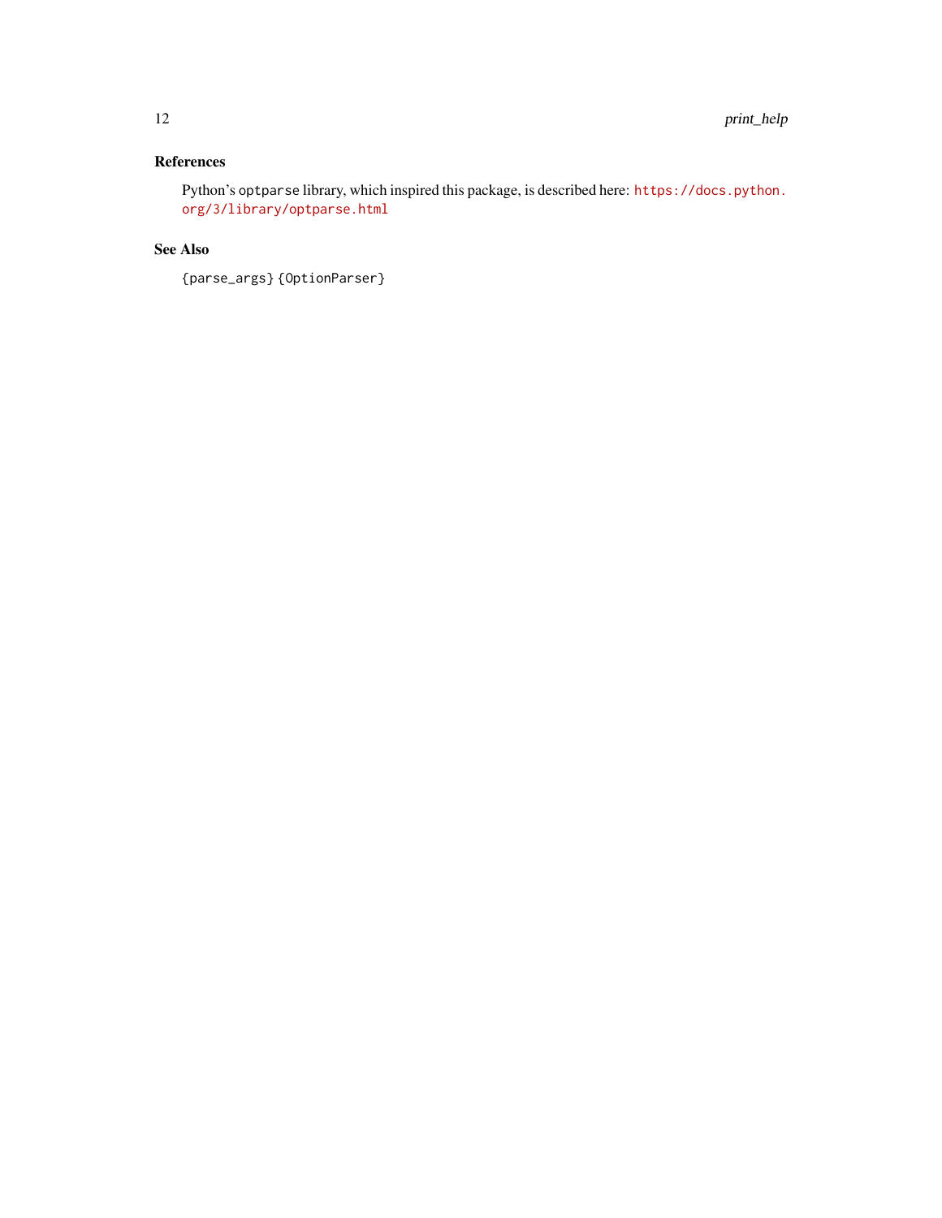## References

Python's `optparse` library, which inspired this package, is described here: https://docs.python.org/3/library/optparse.html

## See Also

`{parse_args}` `{OptionParser}`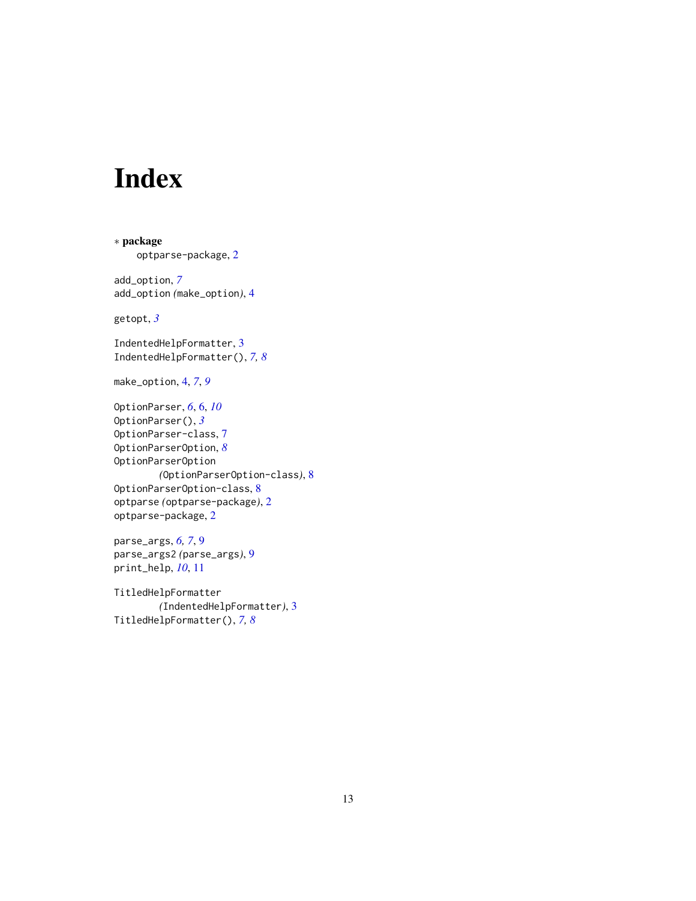# Index

∗ **package**
    optparse-package, 2

add_option, *7*
add_option (make_option), 4

getopt, *3*

IndentedHelpFormatter, 3
IndentedHelpFormatter(), *7, 8*

make_option, 4, *7*, *9*

OptionParser, *6*, 6, *10*
OptionParser(), *3*
OptionParser-class, 7
OptionParserOption, *8*
OptionParserOption
        (OptionParserOption-class), 8
OptionParserOption-class, 8
optparse (optparse-package), 2
optparse-package, 2

parse_args, *6, 7*, 9
parse_args2 (parse_args), 9
print_help, *10*, 11

TitledHelpFormatter
        (IndentedHelpFormatter), 3
TitledHelpFormatter(), *7, 8*